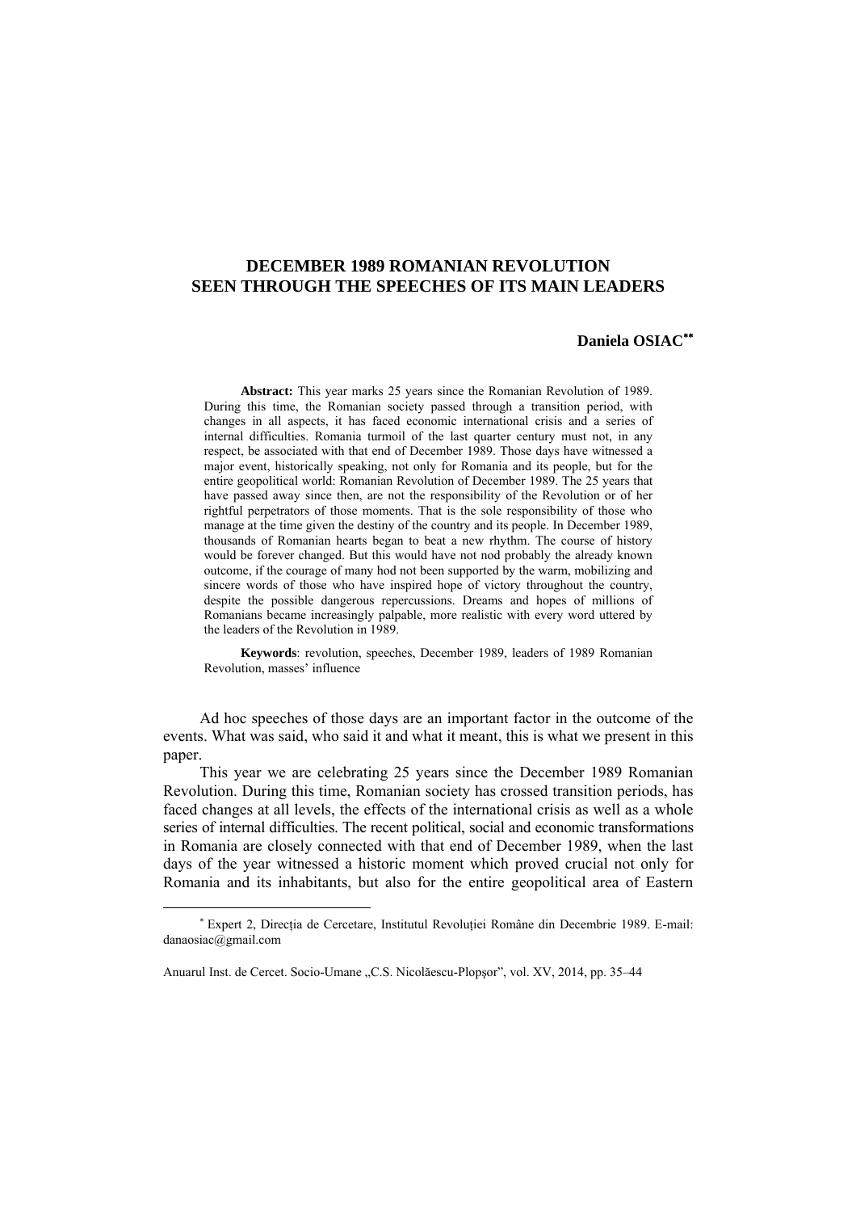# DECEMBER 1989 ROMANIAN REVOLUTION SEEN THROUGH THE SPEECHES OF ITS MAIN LEADERS

**Daniela OSIAC**[**]

**Abstract:** This year marks 25 years since the Romanian Revolution of 1989. During this time, the Romanian society passed through a transition period, with changes in all aspects, it has faced economic international crisis and a series of internal difficulties. Romania turmoil of the last quarter century must not, in any respect, be associated with that end of December 1989. Those days have witnessed a major event, historically speaking, not only for Romania and its people, but for the entire geopolitical world: Romanian Revolution of December 1989. The 25 years that have passed away since then, are not the responsibility of the Revolution or of her rightful perpetrators of those moments. That is the sole responsibility of those who manage at the time given the destiny of the country and its people. In December 1989, thousands of Romanian hearts began to beat a new rhythm. The course of history would be forever changed. But this would have not nod probably the already known outcome, if the courage of many hod not been supported by the warm, mobilizing and sincere words of those who have inspired hope of victory throughout the country, despite the possible dangerous repercussions. Dreams and hopes of millions of Romanians became increasingly palpable, more realistic with every word uttered by the leaders of the Revolution in 1989.

**Keywords**: revolution, speeches, December 1989, leaders of 1989 Romanian Revolution, masses' influence

Ad hoc speeches of those days are an important factor in the outcome of the events. What was said, who said it and what it meant, this is what we present in this paper.

This year we are celebrating 25 years since the December 1989 Romanian Revolution. During this time, Romanian society has crossed transition periods, has faced changes at all levels, the effects of the international crisis as well as a whole series of internal difficulties. The recent political, social and economic transformations in Romania are closely connected with that end of December 1989, when the last days of the year witnessed a historic moment which proved crucial not only for Romania and its inhabitants, but also for the entire geopolitical area of Eastern

---

[*] Expert 2, Direcția de Cercetare, Institutul Revoluției Române din Decembrie 1989. E-mail: danaosiac@gmail.com

Anuarul Inst. de Cercet. Socio-Umane „C.S. Nicolăescu-Plopșor", vol. XV, 2014, pp. 35–44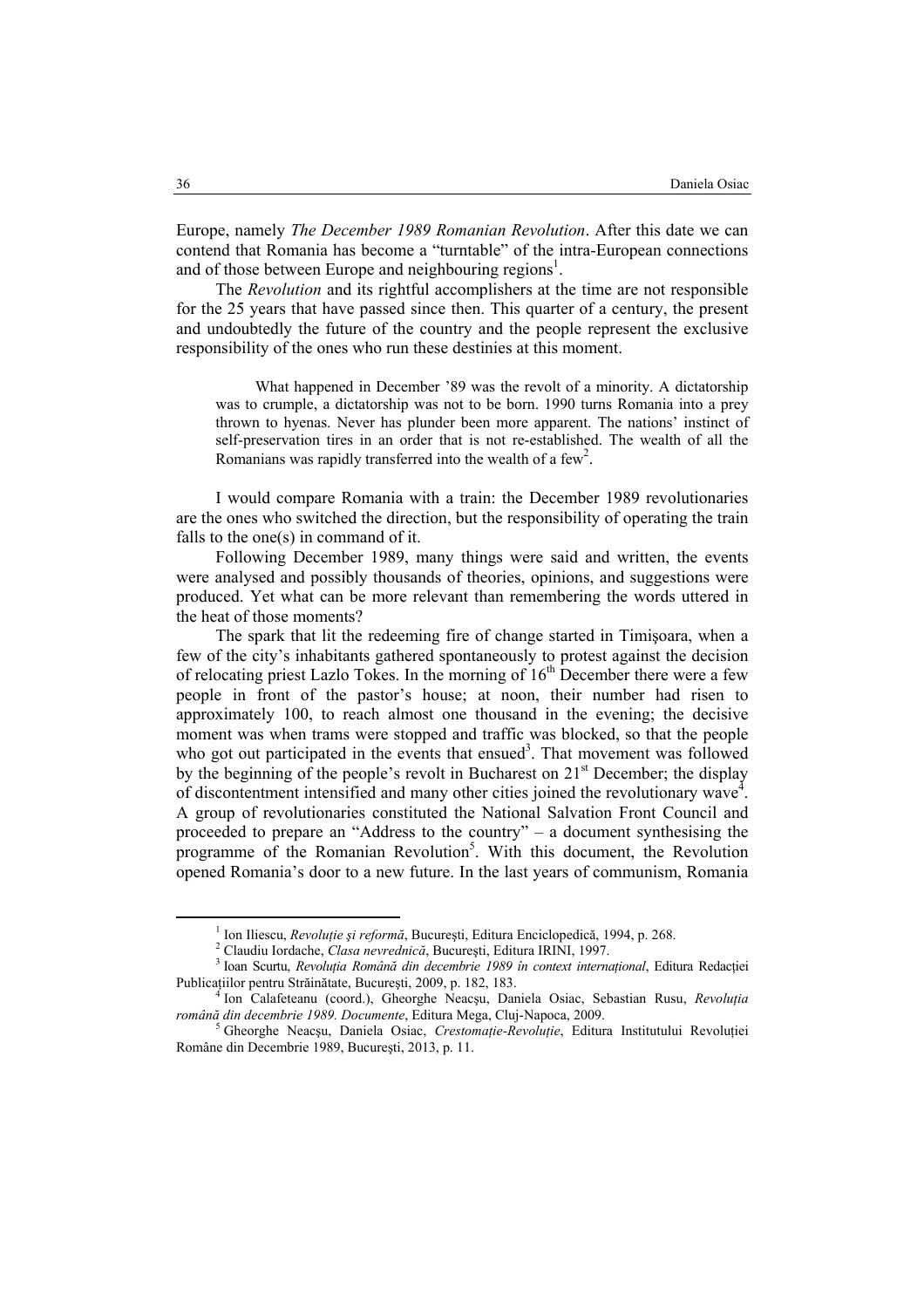Europe, namely *The December 1989 Romanian Revolution*. After this date we can contend that Romania has become a "turntable" of the intra-European connections and of those between Europe and neighbouring regions[1].

The *Revolution* and its rightful accomplishers at the time are not responsible for the 25 years that have passed since then. This quarter of a century, the present and undoubtedly the future of the country and the people represent the exclusive responsibility of the ones who run these destinies at this moment.

> What happened in December '89 was the revolt of a minority. A dictatorship was to crumple, a dictatorship was not to be born. 1990 turns Romania into a prey thrown to hyenas. Never has plunder been more apparent. The nations' instinct of self-preservation tires in an order that is not re-established. The wealth of all the Romanians was rapidly transferred into the wealth of a few[2].

I would compare Romania with a train: the December 1989 revolutionaries are the ones who switched the direction, but the responsibility of operating the train falls to the one(s) in command of it.

Following December 1989, many things were said and written, the events were analysed and possibly thousands of theories, opinions, and suggestions were produced. Yet what can be more relevant than remembering the words uttered in the heat of those moments?

The spark that lit the redeeming fire of change started in Timişoara, when a few of the city's inhabitants gathered spontaneously to protest against the decision of relocating priest Lazlo Tokes. In the morning of 16th December there were a few people in front of the pastor's house; at noon, their number had risen to approximately 100, to reach almost one thousand in the evening; the decisive moment was when trams were stopped and traffic was blocked, so that the people who got out participated in the events that ensued[3]. That movement was followed by the beginning of the people's revolt in Bucharest on 21st December; the display of discontentment intensified and many other cities joined the revolutionary wave[4]. A group of revolutionaries constituted the National Salvation Front Council and proceeded to prepare an "Address to the country" – a document synthesising the programme of the Romanian Revolution[5]. With this document, the Revolution opened Romania's door to a new future. In the last years of communism, Romania

---

[1] Ion Iliescu, *Revoluţie şi reformă*, Bucureşti, Editura Enciclopedică, 1994, p. 268.

[2] Claudiu Iordache, *Clasa nevrednică*, Bucureşti, Editura IRINI, 1997.

[3] Ioan Scurtu, *Revoluţia Română din decembrie 1989 în context internaţional*, Editura Redacţiei Publicaţiilor pentru Străinătate, Bucureşti, 2009, p. 182, 183.

[4] Ion Calafeteanu (coord.), Gheorghe Neacşu, Daniela Osiac, Sebastian Rusu, *Revoluţia română din decembrie 1989. Documente*, Editura Mega, Cluj-Napoca, 2009.

[5] Gheorghe Neacşu, Daniela Osiac, *Crestomaţie-Revoluţie*, Editura Institutului Revoluţiei Române din Decembrie 1989, Bucureşti, 2013, p. 11.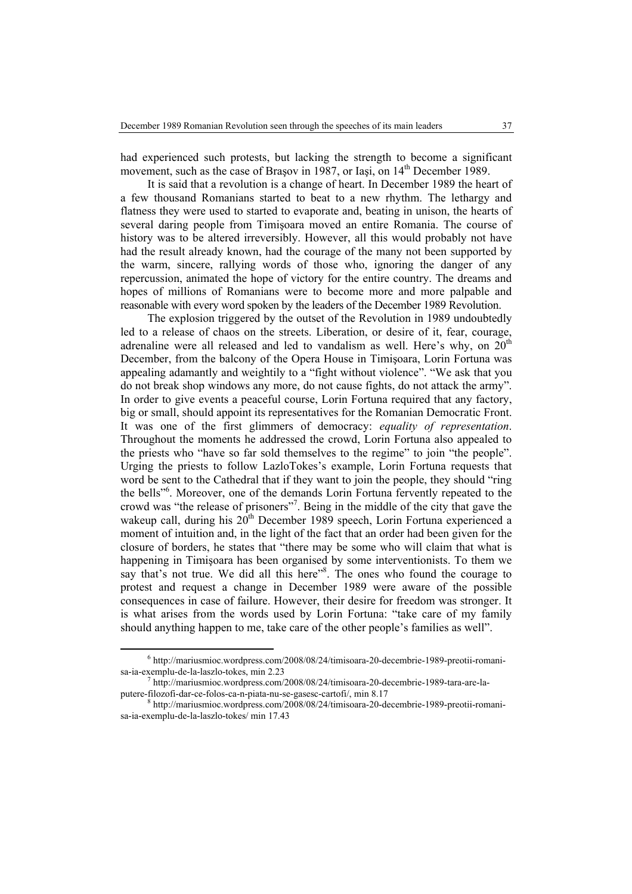had experienced such protests, but lacking the strength to become a significant movement, such as the case of Braşov in 1987, or Iaşi, on 14th December 1989.

It is said that a revolution is a change of heart. In December 1989 the heart of a few thousand Romanians started to beat to a new rhythm. The lethargy and flatness they were used to started to evaporate and, beating in unison, the hearts of several daring people from Timişoara moved an entire Romania. The course of history was to be altered irreversibly. However, all this would probably not have had the result already known, had the courage of the many not been supported by the warm, sincere, rallying words of those who, ignoring the danger of any repercussion, animated the hope of victory for the entire country. The dreams and hopes of millions of Romanians were to become more and more palpable and reasonable with every word spoken by the leaders of the December 1989 Revolution.

The explosion triggered by the outset of the Revolution in 1989 undoubtedly led to a release of chaos on the streets. Liberation, or desire of it, fear, courage, adrenaline were all released and led to vandalism as well. Here's why, on 20th December, from the balcony of the Opera House in Timişoara, Lorin Fortuna was appealing adamantly and weightily to a "fight without violence". "We ask that you do not break shop windows any more, do not cause fights, do not attack the army". In order to give events a peaceful course, Lorin Fortuna required that any factory, big or small, should appoint its representatives for the Romanian Democratic Front. It was one of the first glimmers of democracy: *equality of representation*. Throughout the moments he addressed the crowd, Lorin Fortuna also appealed to the priests who "have so far sold themselves to the regime" to join "the people". Urging the priests to follow LazloTokes's example, Lorin Fortuna requests that word be sent to the Cathedral that if they want to join the people, they should "ring the bells"[6]. Moreover, one of the demands Lorin Fortuna fervently repeated to the crowd was "the release of prisoners"[7]. Being in the middle of the city that gave the wakeup call, during his 20th December 1989 speech, Lorin Fortuna experienced a moment of intuition and, in the light of the fact that an order had been given for the closure of borders, he states that "there may be some who will claim that what is happening in Timişoara has been organised by some interventionists. To them we say that's not true. We did all this here"[8]. The ones who found the courage to protest and request a change in December 1989 were aware of the possible consequences in case of failure. However, their desire for freedom was stronger. It is what arises from the words used by Lorin Fortuna: "take care of my family should anything happen to me, take care of the other people's families as well".

---

[6] http://mariusmioc.wordpress.com/2008/08/24/timisoara-20-decembrie-1989-preotii-romani-sa-ia-exemplu-de-la-laszlo-tokes, min 2.23

[7] http://mariusmioc.wordpress.com/2008/08/24/timisoara-20-decembrie-1989-tara-are-la-putere-filozofi-dar-ce-folos-ca-n-piata-nu-se-gasesc-cartofi/, min 8.17

[8] http://mariusmioc.wordpress.com/2008/08/24/timisoara-20-decembrie-1989-preotii-romani-sa-ia-exemplu-de-la-laszlo-tokes/ min 17.43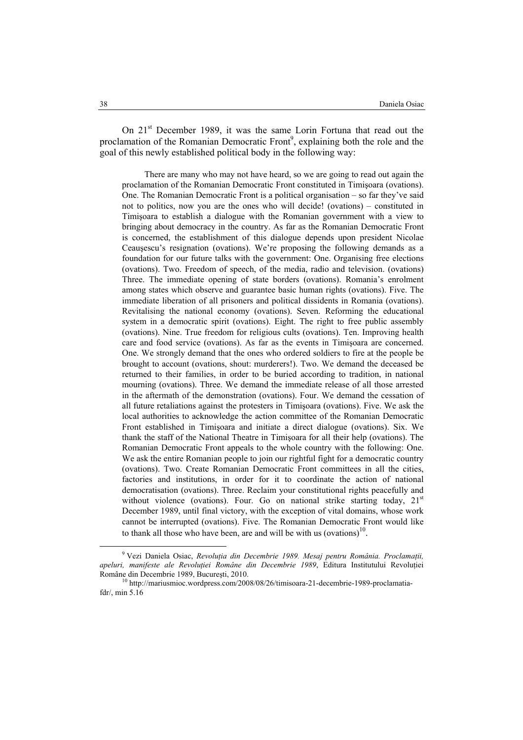On 21st December 1989, it was the same Lorin Fortuna that read out the proclamation of the Romanian Democratic Front[9], explaining both the role and the goal of this newly established political body in the following way:

> There are many who may not have heard, so we are going to read out again the proclamation of the Romanian Democratic Front constituted in Timişoara (ovations). One. The Romanian Democratic Front is a political organisation – so far they've said not to politics, now you are the ones who will decide! (ovations) – constituted in Timişoara to establish a dialogue with the Romanian government with a view to bringing about democracy in the country. As far as the Romanian Democratic Front is concerned, the establishment of this dialogue depends upon president Nicolae Ceauşescu's resignation (ovations). We're proposing the following demands as a foundation for our future talks with the government: One. Organising free elections (ovations). Two. Freedom of speech, of the media, radio and television. (ovations) Three. The immediate opening of state borders (ovations). Romania's enrolment among states which observe and guarantee basic human rights (ovations). Five. The immediate liberation of all prisoners and political dissidents in Romania (ovations). Revitalising the national economy (ovations). Seven. Reforming the educational system in a democratic spirit (ovations). Eight. The right to free public assembly (ovations). Nine. True freedom for religious cults (ovations). Ten. Improving health care and food service (ovations). As far as the events in Timişoara are concerned. One. We strongly demand that the ones who ordered soldiers to fire at the people be brought to account (ovations, shout: murderers!). Two. We demand the deceased be returned to their families, in order to be buried according to tradition, in national mourning (ovations). Three. We demand the immediate release of all those arrested in the aftermath of the demonstration (ovations). Four. We demand the cessation of all future retaliations against the protesters in Timişoara (ovations). Five. We ask the local authorities to acknowledge the action committee of the Romanian Democratic Front established in Timişoara and initiate a direct dialogue (ovations). Six. We thank the staff of the National Theatre in Timişoara for all their help (ovations). The Romanian Democratic Front appeals to the whole country with the following: One. We ask the entire Romanian people to join our rightful fight for a democratic country (ovations). Two. Create Romanian Democratic Front committees in all the cities, factories and institutions, in order for it to coordinate the action of national democratisation (ovations). Three. Reclaim your constitutional rights peacefully and without violence (ovations). Four. Go on national strike starting today, 21st December 1989, until final victory, with the exception of vital domains, whose work cannot be interrupted (ovations). Five. The Romanian Democratic Front would like to thank all those who have been, are and will be with us (ovations)[10].

---

[9] Vezi Daniela Osiac, *Revoluţia din Decembrie 1989. Mesaj pentru România. Proclamaţii, apeluri, manifeste ale Revoluţiei Române din Decembrie 1989*, Editura Institutului Revoluţiei Române din Decembrie 1989, Bucureşti, 2010.

[10] http://mariusmioc.wordpress.com/2008/08/26/timisoara-21-decembrie-1989-proclamatia-fdr/, min 5.16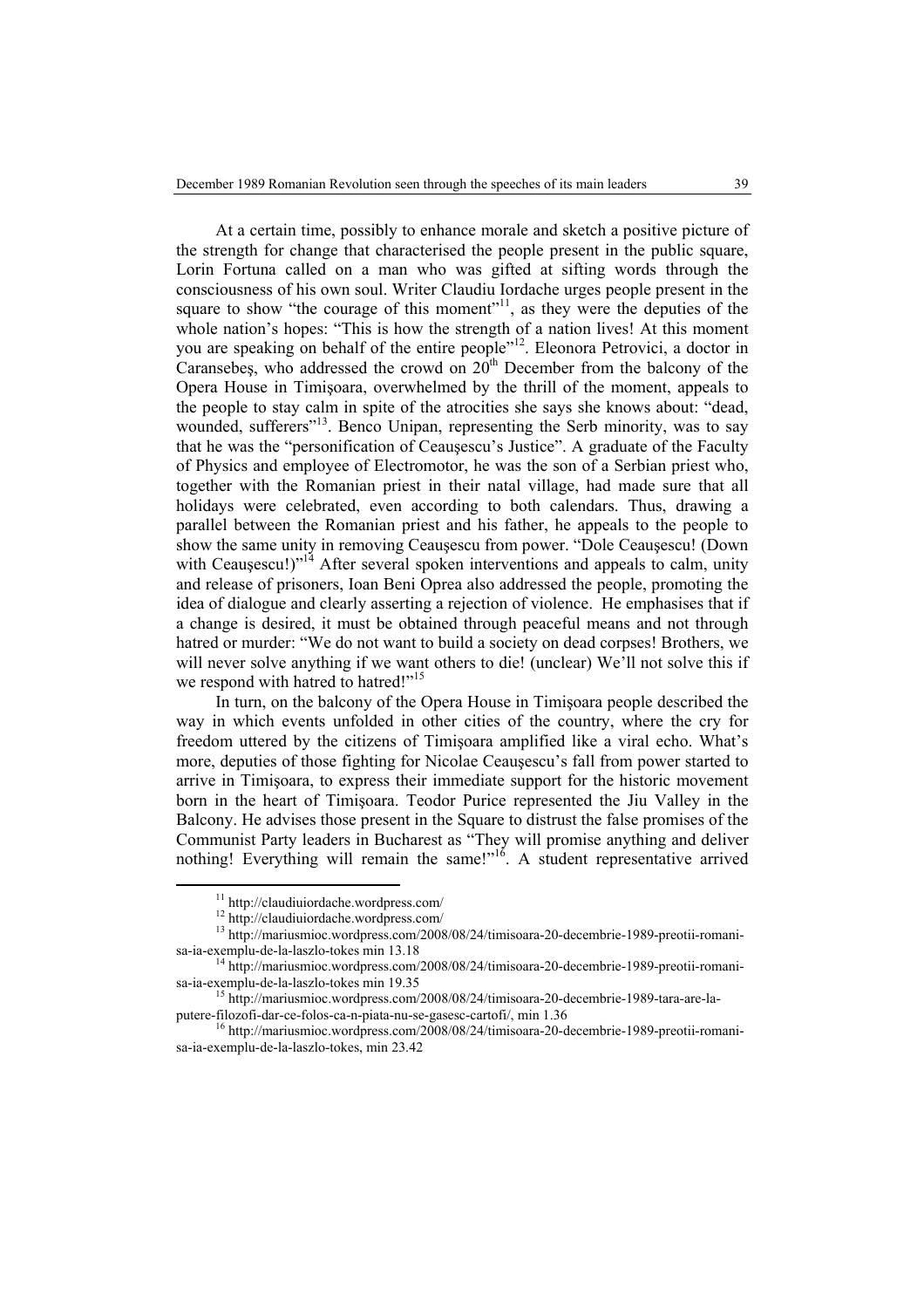At a certain time, possibly to enhance morale and sketch a positive picture of the strength for change that characterised the people present in the public square, Lorin Fortuna called on a man who was gifted at sifting words through the consciousness of his own soul. Writer Claudiu Iordache urges people present in the square to show "the courage of this moment"[11], as they were the deputies of the whole nation's hopes: "This is how the strength of a nation lives! At this moment you are speaking on behalf of the entire people"[12]. Eleonora Petrovici, a doctor in Caransebeş, who addressed the crowd on 20[th] December from the balcony of the Opera House in Timişoara, overwhelmed by the thrill of the moment, appeals to the people to stay calm in spite of the atrocities she says she knows about: "dead, wounded, sufferers"[13]. Benco Unipan, representing the Serb minority, was to say that he was the "personification of Ceauşescu's Justice". A graduate of the Faculty of Physics and employee of Electromotor, he was the son of a Serbian priest who, together with the Romanian priest in their natal village, had made sure that all holidays were celebrated, even according to both calendars. Thus, drawing a parallel between the Romanian priest and his father, he appeals to the people to show the same unity in removing Ceauşescu from power. "Dole Ceauşescu! (Down with Ceauşescu!)"[14] After several spoken interventions and appeals to calm, unity and release of prisoners, Ioan Beni Oprea also addressed the people, promoting the idea of dialogue and clearly asserting a rejection of violence. He emphasises that if a change is desired, it must be obtained through peaceful means and not through hatred or murder: "We do not want to build a society on dead corpses! Brothers, we will never solve anything if we want others to die! (unclear) We'll not solve this if we respond with hatred to hatred!"[15]

In turn, on the balcony of the Opera House in Timişoara people described the way in which events unfolded in other cities of the country, where the cry for freedom uttered by the citizens of Timişoara amplified like a viral echo. What's more, deputies of those fighting for Nicolae Ceauşescu's fall from power started to arrive in Timişoara, to express their immediate support for the historic movement born in the heart of Timişoara. Teodor Purice represented the Jiu Valley in the Balcony. He advises those present in the Square to distrust the false promises of the Communist Party leaders in Bucharest as "They will promise anything and deliver nothing! Everything will remain the same!"[16]. A student representative arrived

---

[11] http://claudiuiordache.wordpress.com/

[12] http://claudiuiordache.wordpress.com/

[13] http://mariusmioc.wordpress.com/2008/08/24/timisoara-20-decembrie-1989-preotii-romani-sa-ia-exemplu-de-la-laszlo-tokes min 13.18

[14] http://mariusmioc.wordpress.com/2008/08/24/timisoara-20-decembrie-1989-preotii-romani-sa-ia-exemplu-de-la-laszlo-tokes min 19.35

[15] http://mariusmioc.wordpress.com/2008/08/24/timisoara-20-decembrie-1989-tara-are-la-putere-filozofi-dar-ce-folos-ca-n-piata-nu-se-gasesc-cartofi/, min 1.36

[16] http://mariusmioc.wordpress.com/2008/08/24/timisoara-20-decembrie-1989-preotii-romani-sa-ia-exemplu-de-la-laszlo-tokes, min 23.42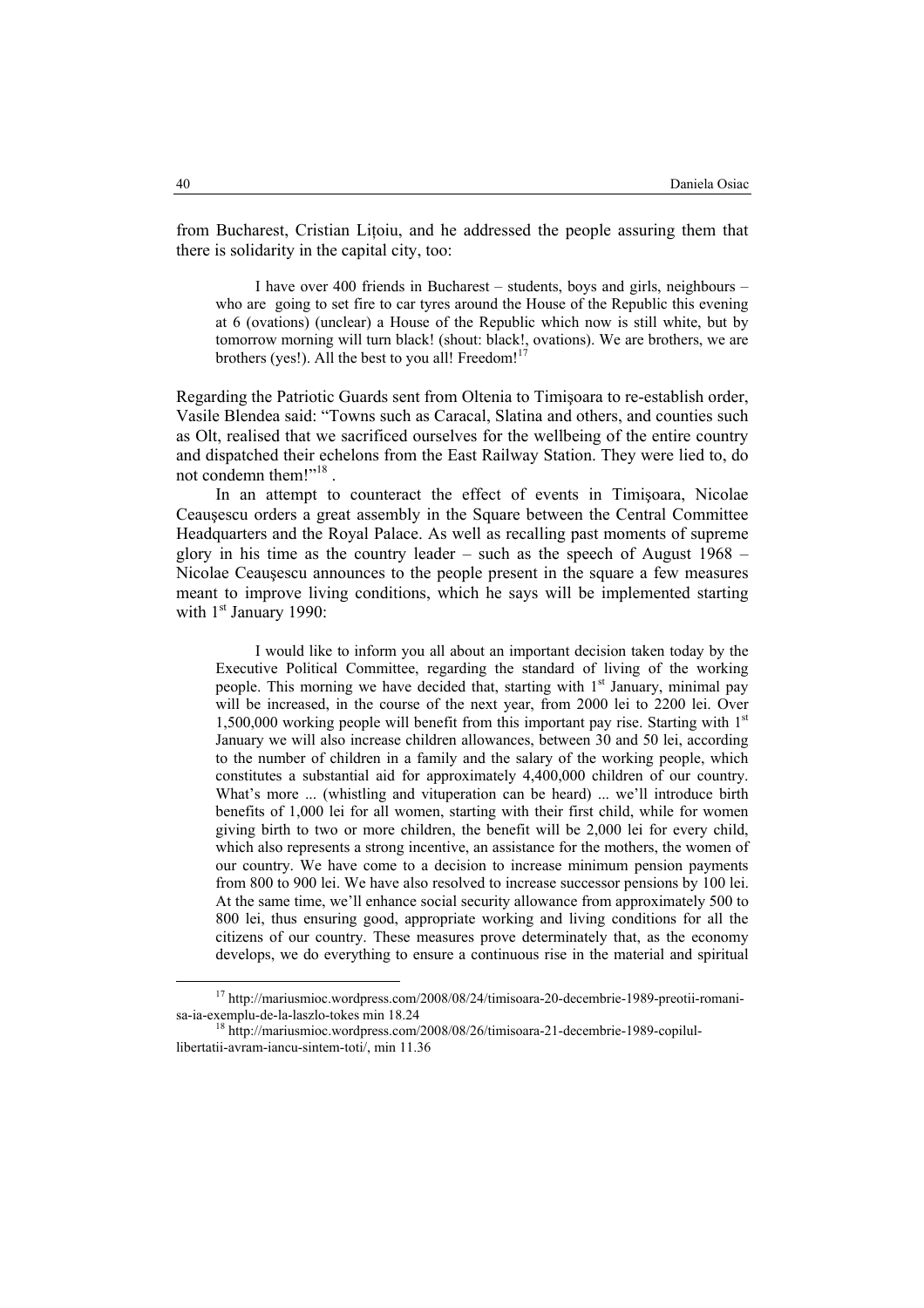from Bucharest, Cristian Lițoiu, and he addressed the people assuring them that there is solidarity in the capital city, too:

> I have over 400 friends in Bucharest – students, boys and girls, neighbours – who are going to set fire to car tyres around the House of the Republic this evening at 6 (ovations) (unclear) a House of the Republic which now is still white, but by tomorrow morning will turn black! (shout: black!, ovations). We are brothers, we are brothers (yes!). All the best to you all! Freedom![17]

Regarding the Patriotic Guards sent from Oltenia to Timişoara to re-establish order, Vasile Blendea said: "Towns such as Caracal, Slatina and others, and counties such as Olt, realised that we sacrificed ourselves for the wellbeing of the entire country and dispatched their echelons from the East Railway Station. They were lied to, do not condemn them!"[18] .

In an attempt to counteract the effect of events in Timişoara, Nicolae Ceauşescu orders a great assembly in the Square between the Central Committee Headquarters and the Royal Palace. As well as recalling past moments of supreme glory in his time as the country leader – such as the speech of August 1968 – Nicolae Ceauşescu announces to the people present in the square a few measures meant to improve living conditions, which he says will be implemented starting with 1st January 1990:

> I would like to inform you all about an important decision taken today by the Executive Political Committee, regarding the standard of living of the working people. This morning we have decided that, starting with 1st January, minimal pay will be increased, in the course of the next year, from 2000 lei to 2200 lei. Over 1,500,000 working people will benefit from this important pay rise. Starting with 1st January we will also increase children allowances, between 30 and 50 lei, according to the number of children in a family and the salary of the working people, which constitutes a substantial aid for approximately 4,400,000 children of our country. What's more ... (whistling and vituperation can be heard) ... we'll introduce birth benefits of 1,000 lei for all women, starting with their first child, while for women giving birth to two or more children, the benefit will be 2,000 lei for every child, which also represents a strong incentive, an assistance for the mothers, the women of our country. We have come to a decision to increase minimum pension payments from 800 to 900 lei. We have also resolved to increase successor pensions by 100 lei. At the same time, we'll enhance social security allowance from approximately 500 to 800 lei, thus ensuring good, appropriate working and living conditions for all the citizens of our country. These measures prove determinately that, as the economy develops, we do everything to ensure a continuous rise in the material and spiritual

[17] http://mariusmioc.wordpress.com/2008/08/24/timisoara-20-decembrie-1989-preotii-romani-sa-ia-exemplu-de-la-laszlo-tokes min 18.24

[18] http://mariusmioc.wordpress.com/2008/08/26/timisoara-21-decembrie-1989-copilul-libertatii-avram-iancu-sintem-toti/, min 11.36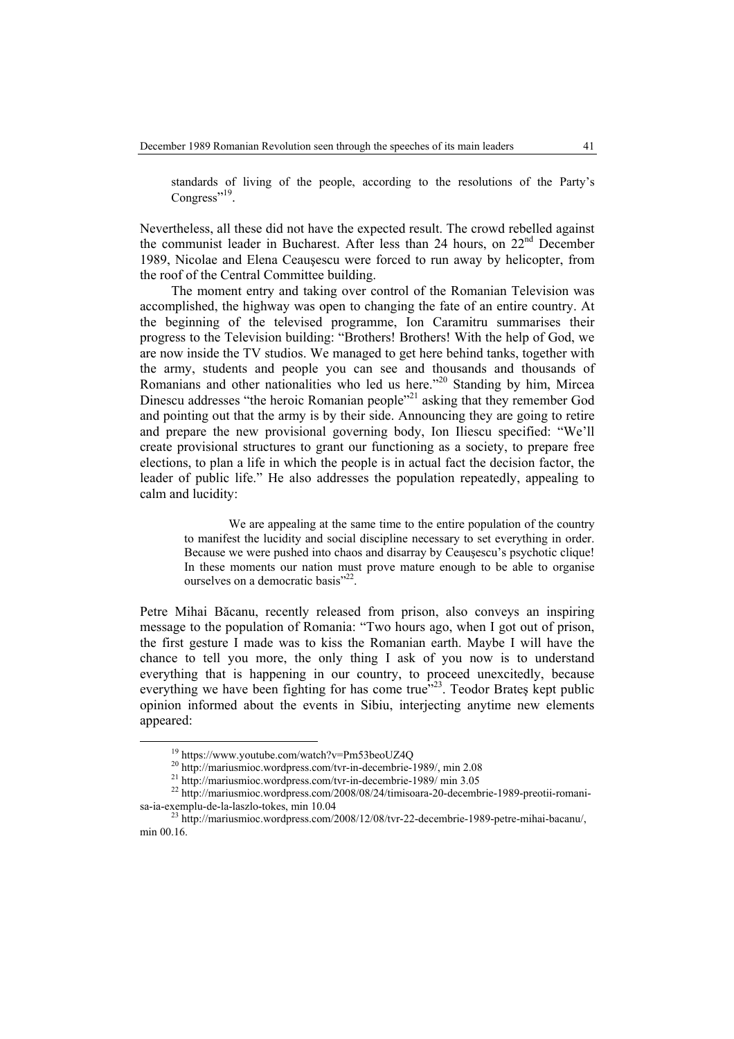> standards of living of the people, according to the resolutions of the Party's Congress"[19].

Nevertheless, all these did not have the expected result. The crowd rebelled against the communist leader in Bucharest. After less than 24 hours, on 22nd December 1989, Nicolae and Elena Ceaușescu were forced to run away by helicopter, from the roof of the Central Committee building.

The moment entry and taking over control of the Romanian Television was accomplished, the highway was open to changing the fate of an entire country. At the beginning of the televised programme, Ion Caramitru summarises their progress to the Television building: "Brothers! Brothers! With the help of God, we are now inside the TV studios. We managed to get here behind tanks, together with the army, students and people you can see and thousands and thousands of Romanians and other nationalities who led us here."[20] Standing by him, Mircea Dinescu addresses "the heroic Romanian people"[21] asking that they remember God and pointing out that the army is by their side. Announcing they are going to retire and prepare the new provisional governing body, Ion Iliescu specified: "We'll create provisional structures to grant our functioning as a society, to prepare free elections, to plan a life in which the people is in actual fact the decision factor, the leader of public life." He also addresses the population repeatedly, appealing to calm and lucidity:

> We are appealing at the same time to the entire population of the country to manifest the lucidity and social discipline necessary to set everything in order. Because we were pushed into chaos and disarray by Ceaușescu's psychotic clique! In these moments our nation must prove mature enough to be able to organise ourselves on a democratic basis"[22].

Petre Mihai Băcanu, recently released from prison, also conveys an inspiring message to the population of Romania: "Two hours ago, when I got out of prison, the first gesture I made was to kiss the Romanian earth. Maybe I will have the chance to tell you more, the only thing I ask of you now is to understand everything that is happening in our country, to proceed unexcitedly, because everything we have been fighting for has come true"[23]. Teodor Brateș kept public opinion informed about the events in Sibiu, interjecting anytime new elements appeared:

---

[19] https://www.youtube.com/watch?v=Pm53beoUZ4Q

[20] http://mariusmioc.wordpress.com/tvr-in-decembrie-1989/, min 2.08

[21] http://mariusmioc.wordpress.com/tvr-in-decembrie-1989/ min 3.05

[22] http://mariusmioc.wordpress.com/2008/08/24/timisoara-20-decembrie-1989-preotii-romani-sa-ia-exemplu-de-la-laszlo-tokes, min 10.04

[23] http://mariusmioc.wordpress.com/2008/12/08/tvr-22-decembrie-1989-petre-mihai-bacanu/, min 00.16.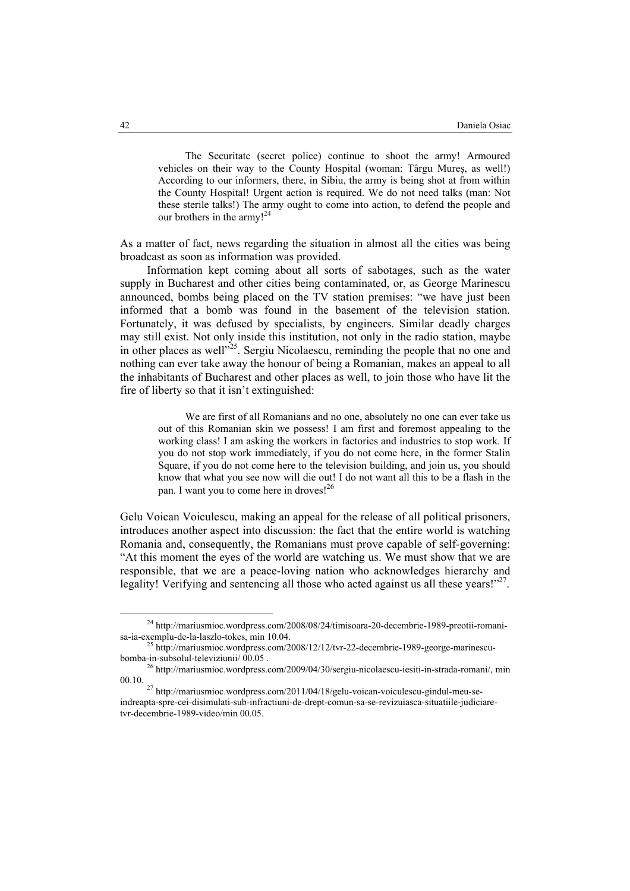> The Securitate (secret police) continue to shoot the army! Armoured vehicles on their way to the County Hospital (woman: Târgu Mureş, as well!) According to our informers, there, in Sibiu, the army is being shot at from within the County Hospital! Urgent action is required. We do not need talks (man: Not these sterile talks!) The army ought to come into action, to defend the people and our brothers in the army![24]

As a matter of fact, news regarding the situation in almost all the cities was being broadcast as soon as information was provided.

Information kept coming about all sorts of sabotages, such as the water supply in Bucharest and other cities being contaminated, or, as George Marinescu announced, bombs being placed on the TV station premises: "we have just been informed that a bomb was found in the basement of the television station. Fortunately, it was defused by specialists, by engineers. Similar deadly charges may still exist. Not only inside this institution, not only in the radio station, maybe in other places as well"[25]. Sergiu Nicolaescu, reminding the people that no one and nothing can ever take away the honour of being a Romanian, makes an appeal to all the inhabitants of Bucharest and other places as well, to join those who have lit the fire of liberty so that it isn't extinguished:

> We are first of all Romanians and no one, absolutely no one can ever take us out of this Romanian skin we possess! I am first and foremost appealing to the working class! I am asking the workers in factories and industries to stop work. If you do not stop work immediately, if you do not come here, in the former Stalin Square, if you do not come here to the television building, and join us, you should know that what you see now will die out! I do not want all this to be a flash in the pan. I want you to come here in droves![26]

Gelu Voican Voiculescu, making an appeal for the release of all political prisoners, introduces another aspect into discussion: the fact that the entire world is watching Romania and, consequently, the Romanians must prove capable of self-governing: "At this moment the eyes of the world are watching us. We must show that we are responsible, that we are a peace-loving nation who acknowledges hierarchy and legality! Verifying and sentencing all those who acted against us all these years!"[27].

---

[24] http://mariusmioc.wordpress.com/2008/08/24/timisoara-20-decembrie-1989-preotii-romani-sa-ia-exemplu-de-la-laszlo-tokes, min 10.04.

[25] http://mariusmioc.wordpress.com/2008/12/12/tvr-22-decembrie-1989-george-marinescu-bomba-in-subsolul-televiziunii/ 00.05 .

[26] http://mariusmioc.wordpress.com/2009/04/30/sergiu-nicolaescu-iesiti-in-strada-romani/, min 00.10.

[27] http://mariusmioc.wordpress.com/2011/04/18/gelu-voican-voiculescu-gindul-meu-se-indreapta-spre-cei-disimulati-sub-infractiuni-de-drept-comun-sa-se-revizuiasca-situatiile-judiciare-tvr-decembrie-1989-video/min 00.05.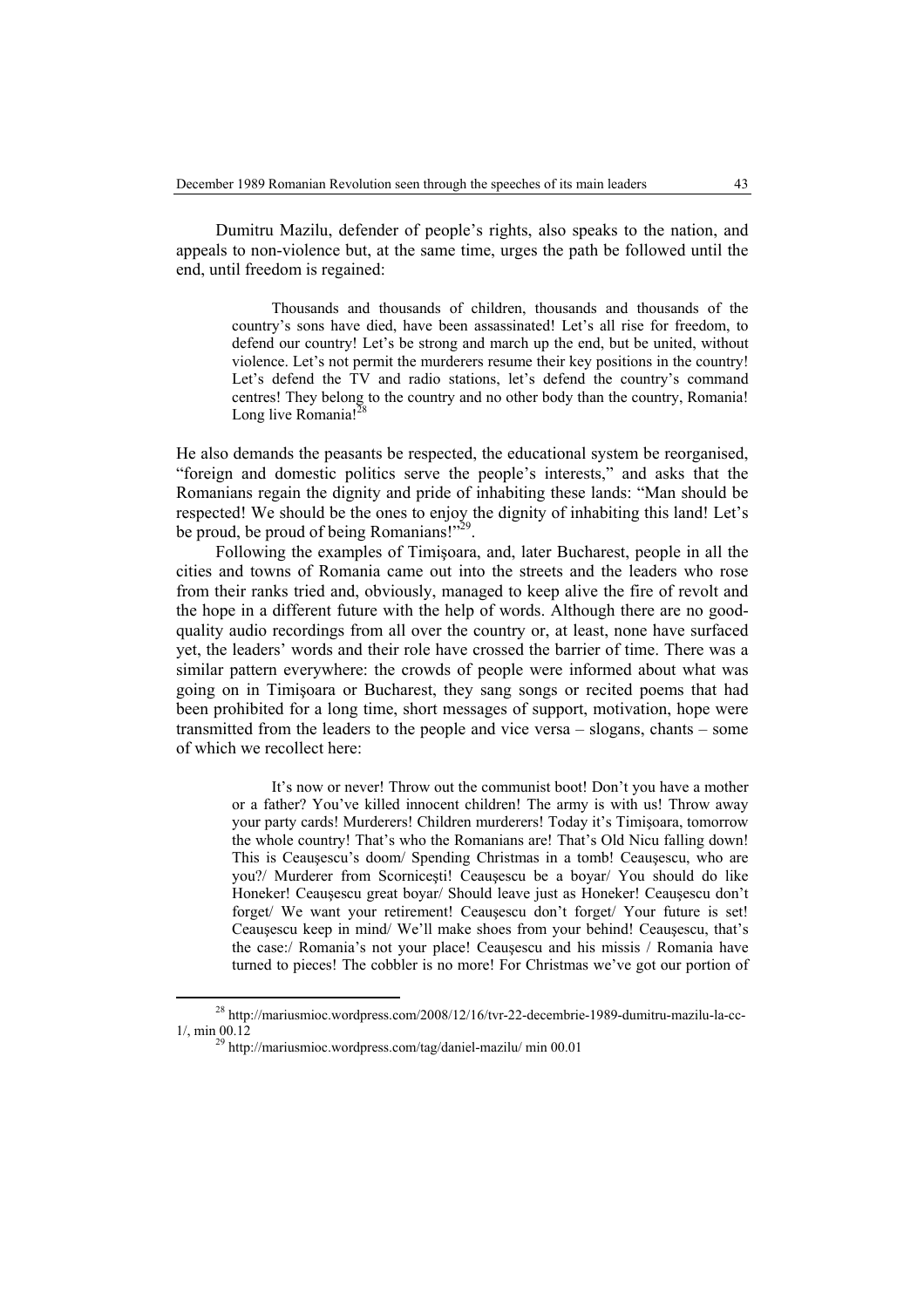Dumitru Mazilu, defender of people's rights, also speaks to the nation, and appeals to non-violence but, at the same time, urges the path be followed until the end, until freedom is regained:

> Thousands and thousands of children, thousands and thousands of the country's sons have died, have been assassinated! Let's all rise for freedom, to defend our country! Let's be strong and march up the end, but be united, without violence. Let's not permit the murderers resume their key positions in the country! Let's defend the TV and radio stations, let's defend the country's command centres! They belong to the country and no other body than the country, Romania! Long live Romania![28]

He also demands the peasants be respected, the educational system be reorganised, "foreign and domestic politics serve the people's interests," and asks that the Romanians regain the dignity and pride of inhabiting these lands: "Man should be respected! We should be the ones to enjoy the dignity of inhabiting this land! Let's be proud, be proud of being Romanians!"[29].

Following the examples of Timişoara, and, later Bucharest, people in all the cities and towns of Romania came out into the streets and the leaders who rose from their ranks tried and, obviously, managed to keep alive the fire of revolt and the hope in a different future with the help of words. Although there are no good-quality audio recordings from all over the country or, at least, none have surfaced yet, the leaders' words and their role have crossed the barrier of time. There was a similar pattern everywhere: the crowds of people were informed about what was going on in Timişoara or Bucharest, they sang songs or recited poems that had been prohibited for a long time, short messages of support, motivation, hope were transmitted from the leaders to the people and vice versa – slogans, chants – some of which we recollect here:

> It's now or never! Throw out the communist boot! Don't you have a mother or a father? You've killed innocent children! The army is with us! Throw away your party cards! Murderers! Children murderers! Today it's Timişoara, tomorrow the whole country! That's who the Romanians are! That's Old Nicu falling down! This is Ceauşescu's doom/ Spending Christmas in a tomb! Ceauşescu, who are you?/ Murderer from Scorniceşti! Ceauşescu be a boyar/ You should do like Honeker! Ceauşescu great boyar/ Should leave just as Honeker! Ceauşescu don't forget/ We want your retirement! Ceauşescu don't forget/ Your future is set! Ceauşescu keep in mind/ We'll make shoes from your behind! Ceauşescu, that's the case:/ Romania's not your place! Ceauşescu and his missis / Romania have turned to pieces! The cobbler is no more! For Christmas we've got our portion of

[28] http://mariusmioc.wordpress.com/2008/12/16/tvr-22-decembrie-1989-dumitru-mazilu-la-cc-1/, min 00.12

[29] http://mariusmioc.wordpress.com/tag/daniel-mazilu/ min 00.01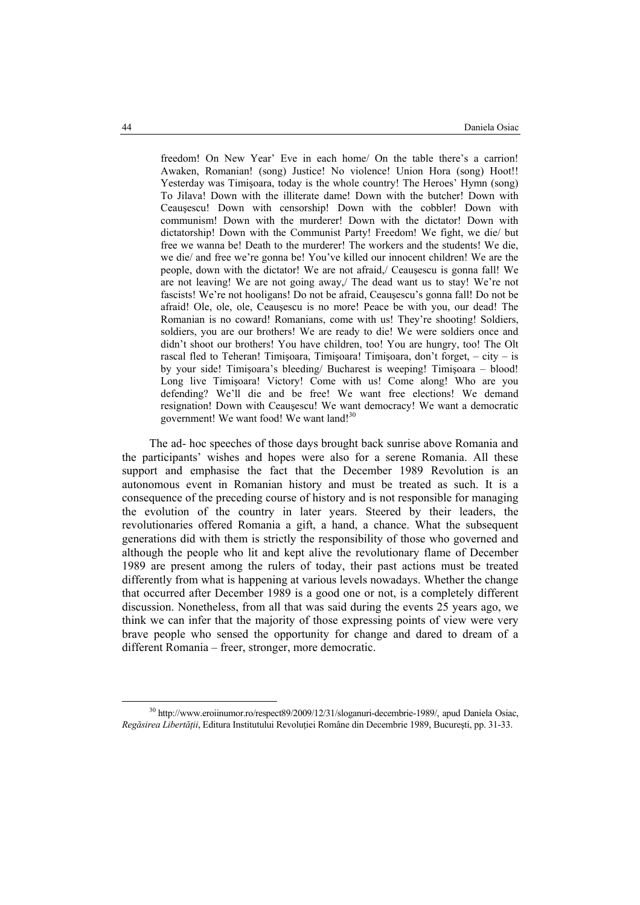> freedom! On New Year' Eve in each home/ On the table there's a carrion! Awaken, Romanian! (song) Justice! No violence! Union Hora (song) Hoot!! Yesterday was Timişoara, today is the whole country! The Heroes' Hymn (song) To Jilava! Down with the illiterate dame! Down with the butcher! Down with Ceauşescu! Down with censorship! Down with the cobbler! Down with communism! Down with the murderer! Down with the dictator! Down with dictatorship! Down with the Communist Party! Freedom! We fight, we die/ but free we wanna be! Death to the murderer! The workers and the students! We die, we die/ and free we're gonna be! You've killed our innocent children! We are the people, down with the dictator! We are not afraid,/ Ceauşescu is gonna fall! We are not leaving! We are not going away,/ The dead want us to stay! We're not fascists! We're not hooligans! Do not be afraid, Ceauşescu's gonna fall! Do not be afraid! Ole, ole, ole, Ceauşescu is no more! Peace be with you, our dead! The Romanian is no coward! Romanians, come with us! They're shooting! Soldiers, soldiers, you are our brothers! We are ready to die! We were soldiers once and didn't shoot our brothers! You have children, too! You are hungry, too! The Olt rascal fled to Teheran! Timişoara, Timişoara! Timişoara, don't forget, – city – is by your side! Timişoara's bleeding/ Bucharest is weeping! Timişoara – blood! Long live Timişoara! Victory! Come with us! Come along! Who are you defending? We'll die and be free! We want free elections! We demand resignation! Down with Ceauşescu! We want democracy! We want a democratic government! We want food! We want land![30]

The ad- hoc speeches of those days brought back sunrise above Romania and the participants' wishes and hopes were also for a serene Romania. All these support and emphasise the fact that the December 1989 Revolution is an autonomous event in Romanian history and must be treated as such. It is a consequence of the preceding course of history and is not responsible for managing the evolution of the country in later years. Steered by their leaders, the revolutionaries offered Romania a gift, a hand, a chance. What the subsequent generations did with them is strictly the responsibility of those who governed and although the people who lit and kept alive the revolutionary flame of December 1989 are present among the rulers of today, their past actions must be treated differently from what is happening at various levels nowadays. Whether the change that occurred after December 1989 is a good one or not, is a completely different discussion. Nonetheless, from all that was said during the events 25 years ago, we think we can infer that the majority of those expressing points of view were very brave people who sensed the opportunity for change and dared to dream of a different Romania – freer, stronger, more democratic.

---

[30] http://www.eroiinumor.ro/respect89/2009/12/31/sloganuri-decembrie-1989/, apud Daniela Osiac, *Regăsirea Libertății*, Editura Institutului Revoluției Române din Decembrie 1989, Bucureşti, pp. 31-33.